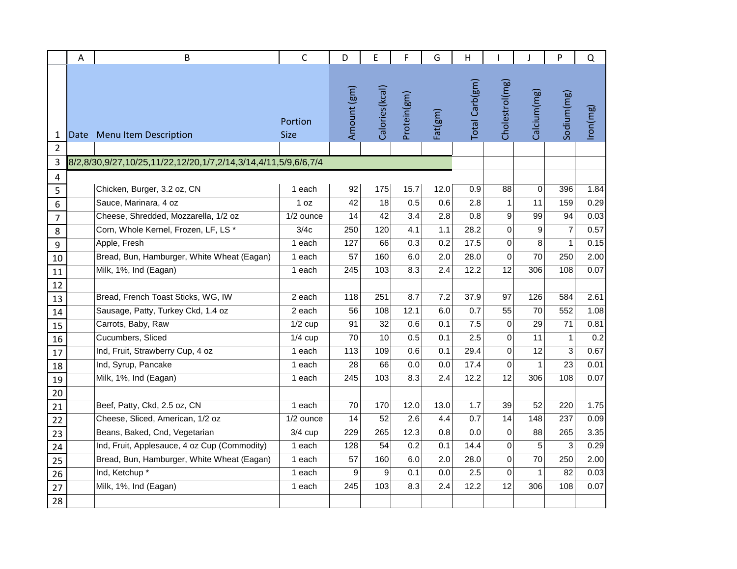| Date | Menu Item Description | Portion Size | Amount (gm) | Calories(kcal) | Protein(gm) | Fat(gm) | Total Carb(gm) | Cholestrol(mg) | Calcium(mg) | Sodium(mg) | Iron(mg) |
|---|---|---|---|---|---|---|---|---|---|---|---|
| | | | | | | | | | | | |
| 8/2,8/30,9/27,10/25,11/22,12/20,1/7,2/14,3/14,4/11,5/9,6/6,7/4 | | | | | | | | | | | |
| | | | | | | | | | | | |
| | Chicken, Burger, 3.2 oz, CN | 1 each | 92 | 175 | 15.7 | 12.0 | 0.9 | 88 | 0 | 396 | 1.84 |
| | Sauce, Marinara, 4 oz | 1 oz | 42 | 18 | 0.5 | 0.6 | 2.8 | 1 | 11 | 159 | 0.29 |
| | Cheese, Shredded, Mozzarella, 1/2 oz | 1/2 ounce | 14 | 42 | 3.4 | 2.8 | 0.8 | 9 | 99 | 94 | 0.03 |
| | Corn, Whole Kernel, Frozen, LF, LS * | 3/4c | 250 | 120 | 4.1 | 1.1 | 28.2 | 0 | 9 | 7 | 0.57 |
| | Apple, Fresh | 1 each | 127 | 66 | 0.3 | 0.2 | 17.5 | 0 | 8 | 1 | 0.15 |
| | Bread, Bun, Hamburger, White Wheat (Eagan) | 1 each | 57 | 160 | 6.0 | 2.0 | 28.0 | 0 | 70 | 250 | 2.00 |
| | Milk, 1%, Ind (Eagan) | 1 each | 245 | 103 | 8.3 | 2.4 | 12.2 | 12 | 306 | 108 | 0.07 |
| | | | | | | | | | | | |
| | Bread, French Toast Sticks, WG, IW | 2 each | 118 | 251 | 8.7 | 7.2 | 37.9 | 97 | 126 | 584 | 2.61 |
| | Sausage, Patty, Turkey Ckd, 1.4 oz | 2 each | 56 | 108 | 12.1 | 6.0 | 0.7 | 55 | 70 | 552 | 1.08 |
| | Carrots, Baby, Raw | 1/2 cup | 91 | 32 | 0.6 | 0.1 | 7.5 | 0 | 29 | 71 | 0.81 |
| | Cucumbers, Sliced | 1/4 cup | 70 | 10 | 0.5 | 0.1 | 2.5 | 0 | 11 | 1 | 0.2 |
| | Ind, Fruit, Strawberry Cup, 4 oz | 1 each | 113 | 109 | 0.6 | 0.1 | 29.4 | 0 | 12 | 3 | 0.67 |
| | Ind, Syrup, Pancake | 1 each | 28 | 66 | 0.0 | 0.0 | 17.4 | 0 | 1 | 23 | 0.01 |
| | Milk, 1%, Ind (Eagan) | 1 each | 245 | 103 | 8.3 | 2.4 | 12.2 | 12 | 306 | 108 | 0.07 |
| | | | | | | | | | | | |
| | Beef, Patty, Ckd, 2.5 oz, CN | 1 each | 70 | 170 | 12.0 | 13.0 | 1.7 | 39 | 52 | 220 | 1.75 |
| | Cheese, Sliced, American, 1/2 oz | 1/2 ounce | 14 | 52 | 2.6 | 4.4 | 0.7 | 14 | 148 | 237 | 0.09 |
| | Beans, Baked, Cnd, Vegetarian | 3/4 cup | 229 | 265 | 12.3 | 0.8 | 0.0 | 0 | 88 | 265 | 3.35 |
| | Ind, Fruit, Applesauce, 4 oz Cup (Commodity) | 1 each | 128 | 54 | 0.2 | 0.1 | 14.4 | 0 | 5 | 3 | 0.29 |
| | Bread, Bun, Hamburger, White Wheat (Eagan) | 1 each | 57 | 160 | 6.0 | 2.0 | 28.0 | 0 | 70 | 250 | 2.00 |
| | Ind, Ketchup * | 1 each | 9 | 9 | 0.1 | 0.0 | 2.5 | 0 | 1 | 82 | 0.03 |
| | Milk, 1%, Ind (Eagan) | 1 each | 245 | 103 | 8.3 | 2.4 | 12.2 | 12 | 306 | 108 | 0.07 |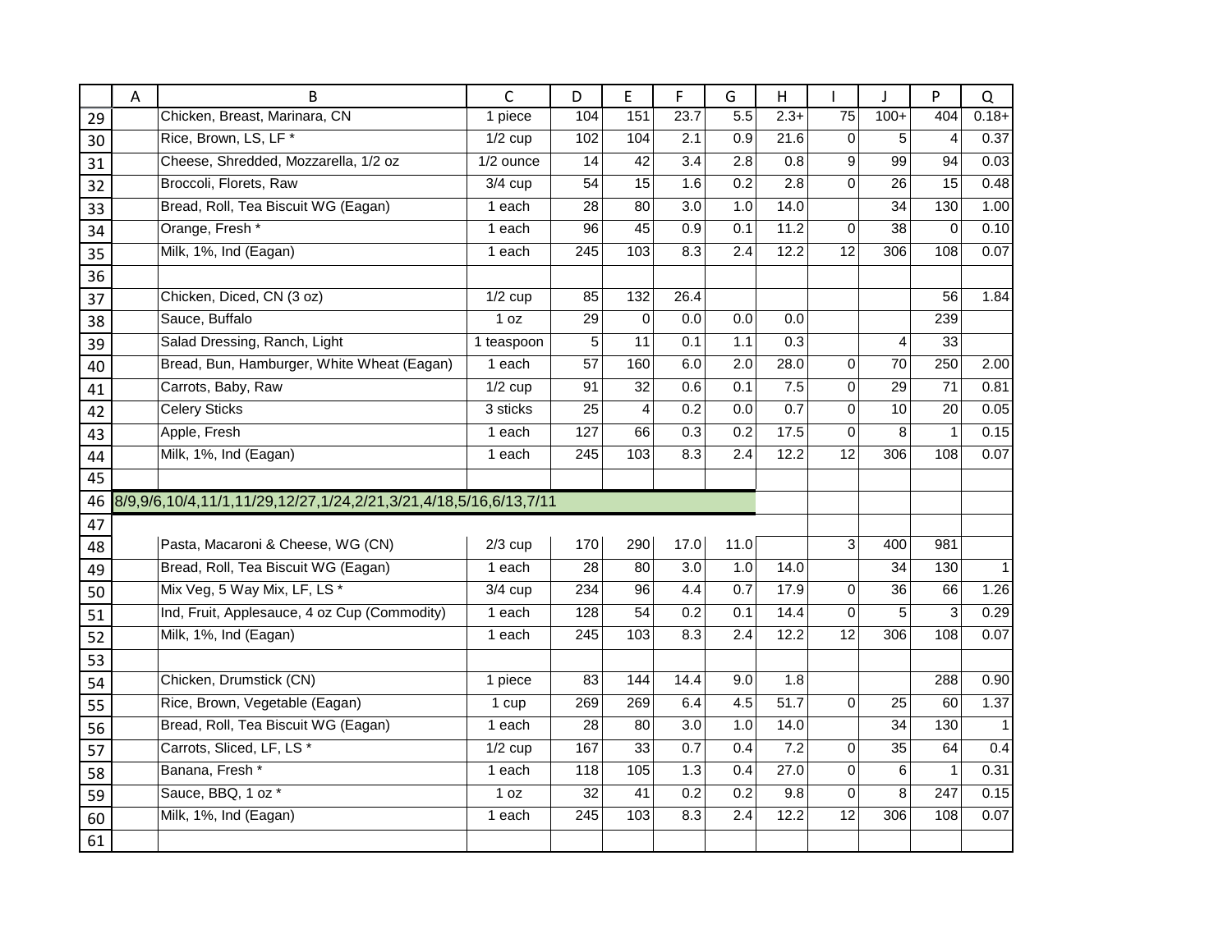| | A | B | C | D | E | F | G | H | I | J | P | Q |
|---|---|---|---|---|---|---|---|---|---|---|---|---|
| 29 | | Chicken, Breast, Marinara, CN | 1 piece | 104 | 151 | 23.7 | 5.5 | 2.3+ | 75 | 100+ | 404 | 0.18+ |
| 30 | | Rice, Brown, LS, LF * | 1/2 cup | 102 | 104 | 2.1 | 0.9 | 21.6 | 0 | 5 | 4 | 0.37 |
| 31 | | Cheese, Shredded, Mozzarella, 1/2 oz | 1/2 ounce | 14 | 42 | 3.4 | 2.8 | 0.8 | 9 | 99 | 94 | 0.03 |
| 32 | | Broccoli, Florets, Raw | 3/4 cup | 54 | 15 | 1.6 | 0.2 | 2.8 | 0 | 26 | 15 | 0.48 |
| 33 | | Bread, Roll, Tea Biscuit WG (Eagan) | 1 each | 28 | 80 | 3.0 | 1.0 | 14.0 | | 34 | 130 | 1.00 |
| 34 | | Orange, Fresh * | 1 each | 96 | 45 | 0.9 | 0.1 | 11.2 | 0 | 38 | 0 | 0.10 |
| 35 | | Milk, 1%, Ind (Eagan) | 1 each | 245 | 103 | 8.3 | 2.4 | 12.2 | 12 | 306 | 108 | 0.07 |
| 36 | | | | | | | | | | | | |
| 37 | | Chicken, Diced, CN (3 oz) | 1/2 cup | 85 | 132 | 26.4 | | | | | 56 | 1.84 |
| 38 | | Sauce, Buffalo | 1 oz | 29 | 0 | 0.0 | 0.0 | 0.0 | | | 239 | |
| 39 | | Salad Dressing, Ranch, Light | 1 teaspoon | 5 | 11 | 0.1 | 1.1 | 0.3 | | 4 | 33 | |
| 40 | | Bread, Bun, Hamburger, White Wheat (Eagan) | 1 each | 57 | 160 | 6.0 | 2.0 | 28.0 | 0 | 70 | 250 | 2.00 |
| 41 | | Carrots, Baby, Raw | 1/2 cup | 91 | 32 | 0.6 | 0.1 | 7.5 | 0 | 29 | 71 | 0.81 |
| 42 | | Celery Sticks | 3 sticks | 25 | 4 | 0.2 | 0.0 | 0.7 | 0 | 10 | 20 | 0.05 |
| 43 | | Apple, Fresh | 1 each | 127 | 66 | 0.3 | 0.2 | 17.5 | 0 | 8 | 1 | 0.15 |
| 44 | | Milk, 1%, Ind (Eagan) | 1 each | 245 | 103 | 8.3 | 2.4 | 12.2 | 12 | 306 | 108 | 0.07 |
| 45 | | | | | | | | | | | | |
| 46 | 8/9,9/6,10/4,11/1,11/29,12/27,1/24,2/21,3/21,4/18,5/16,6/13,7/11 | | | | | | | | | | | |
| 47 | | | | | | | | | | | | |
| 48 | | Pasta, Macaroni & Cheese, WG (CN) | 2/3 cup | 170 | 290 | 17.0 | 11.0 | | 3 | 400 | 981 | |
| 49 | | Bread, Roll, Tea Biscuit WG (Eagan) | 1 each | 28 | 80 | 3.0 | 1.0 | 14.0 | | 34 | 130 | 1 |
| 50 | | Mix Veg, 5 Way Mix, LF, LS * | 3/4 cup | 234 | 96 | 4.4 | 0.7 | 17.9 | 0 | 36 | 66 | 1.26 |
| 51 | | Ind, Fruit, Applesauce, 4 oz Cup (Commodity) | 1 each | 128 | 54 | 0.2 | 0.1 | 14.4 | 0 | 5 | 3 | 0.29 |
| 52 | | Milk, 1%, Ind (Eagan) | 1 each | 245 | 103 | 8.3 | 2.4 | 12.2 | 12 | 306 | 108 | 0.07 |
| 53 | | | | | | | | | | | | |
| 54 | | Chicken, Drumstick (CN) | 1 piece | 83 | 144 | 14.4 | 9.0 | 1.8 | | | 288 | 0.90 |
| 55 | | Rice, Brown, Vegetable (Eagan) | 1 cup | 269 | 269 | 6.4 | 4.5 | 51.7 | 0 | 25 | 60 | 1.37 |
| 56 | | Bread, Roll, Tea Biscuit WG (Eagan) | 1 each | 28 | 80 | 3.0 | 1.0 | 14.0 | | 34 | 130 | 1 |
| 57 | | Carrots, Sliced, LF, LS * | 1/2 cup | 167 | 33 | 0.7 | 0.4 | 7.2 | 0 | 35 | 64 | 0.4 |
| 58 | | Banana, Fresh * | 1 each | 118 | 105 | 1.3 | 0.4 | 27.0 | 0 | 6 | 1 | 0.31 |
| 59 | | Sauce, BBQ, 1 oz * | 1 oz | 32 | 41 | 0.2 | 0.2 | 9.8 | 0 | 8 | 247 | 0.15 |
| 60 | | Milk, 1%, Ind (Eagan) | 1 each | 245 | 103 | 8.3 | 2.4 | 12.2 | 12 | 306 | 108 | 0.07 |
| 61 | | | | | | | | | | | | |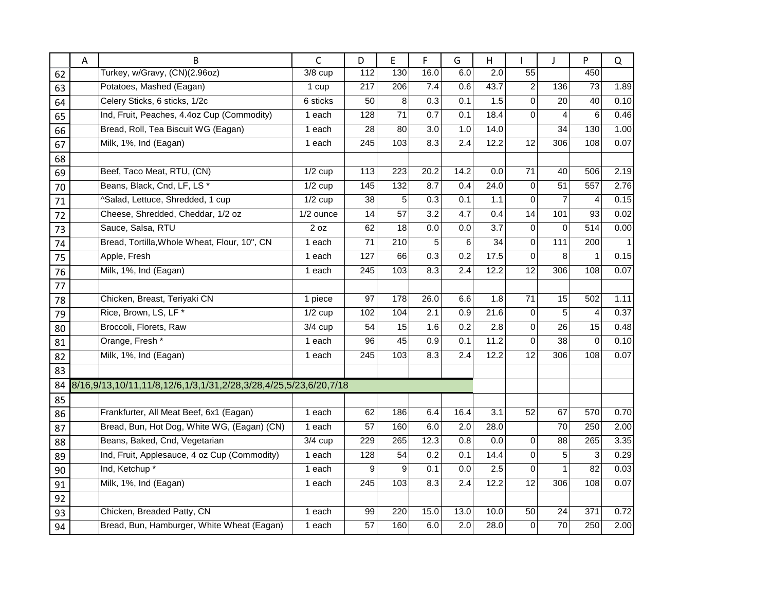| | A | B | C | D | E | F | G | H | I | J | P | Q |
|---|---|---|---|---|---|---|---|---|---|---|---|---|
| 62 | | Turkey, w/Gravy, (CN)(2.96oz) | 3/8 cup | 112 | 130 | 16.0 | 6.0 | 2.0 | 55 | | 450 | |
| 63 | | Potatoes, Mashed (Eagan) | 1 cup | 217 | 206 | 7.4 | 0.6 | 43.7 | 2 | 136 | 73 | 1.89 |
| 64 | | Celery Sticks, 6 sticks, 1/2c | 6 sticks | 50 | 8 | 0.3 | 0.1 | 1.5 | 0 | 20 | 40 | 0.10 |
| 65 | | Ind, Fruit, Peaches, 4.4oz Cup (Commodity) | 1 each | 128 | 71 | 0.7 | 0.1 | 18.4 | 0 | 4 | 6 | 0.46 |
| 66 | | Bread, Roll, Tea Biscuit WG (Eagan) | 1 each | 28 | 80 | 3.0 | 1.0 | 14.0 | | 34 | 130 | 1.00 |
| 67 | | Milk, 1%, Ind (Eagan) | 1 each | 245 | 103 | 8.3 | 2.4 | 12.2 | 12 | 306 | 108 | 0.07 |
| 68 | | | | | | | | | | | | |
| 69 | | Beef, Taco Meat, RTU, (CN) | 1/2 cup | 113 | 223 | 20.2 | 14.2 | 0.0 | 71 | 40 | 506 | 2.19 |
| 70 | | Beans, Black, Cnd, LF, LS * | 1/2 cup | 145 | 132 | 8.7 | 0.4 | 24.0 | 0 | 51 | 557 | 2.76 |
| 71 | | ^Salad, Lettuce, Shredded, 1 cup | 1/2 cup | 38 | 5 | 0.3 | 0.1 | 1.1 | 0 | 7 | 4 | 0.15 |
| 72 | | Cheese, Shredded, Cheddar, 1/2 oz | 1/2 ounce | 14 | 57 | 3.2 | 4.7 | 0.4 | 14 | 101 | 93 | 0.02 |
| 73 | | Sauce, Salsa, RTU | 2 oz | 62 | 18 | 0.0 | 0.0 | 3.7 | 0 | 0 | 514 | 0.00 |
| 74 | | Bread, Tortilla,Whole Wheat, Flour, 10", CN | 1 each | 71 | 210 | 5 | 6 | 34 | 0 | 111 | 200 | 1 |
| 75 | | Apple, Fresh | 1 each | 127 | 66 | 0.3 | 0.2 | 17.5 | 0 | 8 | 1 | 0.15 |
| 76 | | Milk, 1%, Ind (Eagan) | 1 each | 245 | 103 | 8.3 | 2.4 | 12.2 | 12 | 306 | 108 | 0.07 |
| 77 | | | | | | | | | | | | |
| 78 | | Chicken, Breast, Teriyaki CN | 1 piece | 97 | 178 | 26.0 | 6.6 | 1.8 | 71 | 15 | 502 | 1.11 |
| 79 | | Rice, Brown, LS, LF * | 1/2 cup | 102 | 104 | 2.1 | 0.9 | 21.6 | 0 | 5 | 4 | 0.37 |
| 80 | | Broccoli, Florets, Raw | 3/4 cup | 54 | 15 | 1.6 | 0.2 | 2.8 | 0 | 26 | 15 | 0.48 |
| 81 | | Orange, Fresh * | 1 each | 96 | 45 | 0.9 | 0.1 | 11.2 | 0 | 38 | 0 | 0.10 |
| 82 | | Milk, 1%, Ind (Eagan) | 1 each | 245 | 103 | 8.3 | 2.4 | 12.2 | 12 | 306 | 108 | 0.07 |
| 83 | | | | | | | | | | | | |
| 84 | 8/16,9/13,10/11,11/8,12/6,1/3,1/31,2/28,3/28,4/25,5/23,6/20,7/18 | | | | | | | | | | | |
| 85 | | | | | | | | | | | | |
| 86 | | Frankfurter, All Meat Beef, 6x1 (Eagan) | 1 each | 62 | 186 | 6.4 | 16.4 | 3.1 | 52 | 67 | 570 | 0.70 |
| 87 | | Bread, Bun, Hot Dog, White WG, (Eagan) (CN) | 1 each | 57 | 160 | 6.0 | 2.0 | 28.0 | | 70 | 250 | 2.00 |
| 88 | | Beans, Baked, Cnd, Vegetarian | 3/4 cup | 229 | 265 | 12.3 | 0.8 | 0.0 | 0 | 88 | 265 | 3.35 |
| 89 | | Ind, Fruit, Applesauce, 4 oz Cup (Commodity) | 1 each | 128 | 54 | 0.2 | 0.1 | 14.4 | 0 | 5 | 3 | 0.29 |
| 90 | | Ind, Ketchup * | 1 each | 9 | 9 | 0.1 | 0.0 | 2.5 | 0 | 1 | 82 | 0.03 |
| 91 | | Milk, 1%, Ind (Eagan) | 1 each | 245 | 103 | 8.3 | 2.4 | 12.2 | 12 | 306 | 108 | 0.07 |
| 92 | | | | | | | | | | | | |
| 93 | | Chicken, Breaded Patty, CN | 1 each | 99 | 220 | 15.0 | 13.0 | 10.0 | 50 | 24 | 371 | 0.72 |
| 94 | | Bread, Bun, Hamburger, White Wheat (Eagan) | 1 each | 57 | 160 | 6.0 | 2.0 | 28.0 | 0 | 70 | 250 | 2.00 |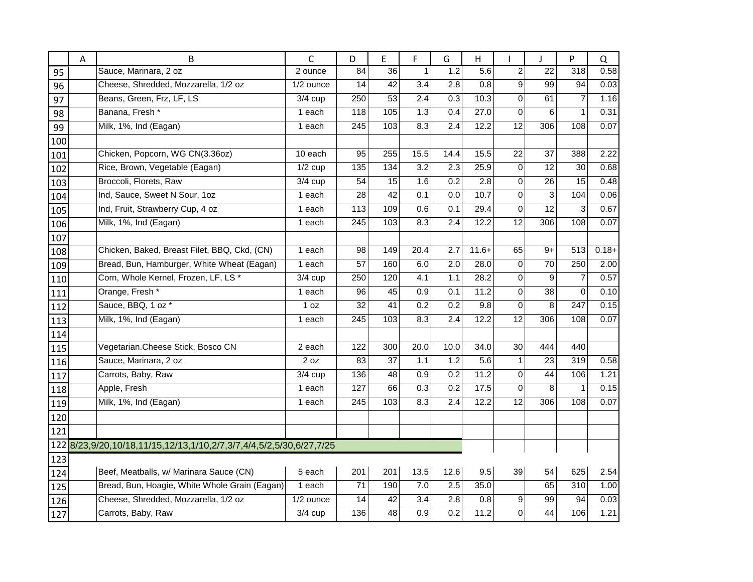| | A | B | C | D | E | F | G | H | I | J | P | Q |
|---|---|---|---|---|---|---|---|---|---|---|---|---|
| 95 | | Sauce, Marinara, 2 oz | 2 ounce | 84 | 36 | 1 | 1.2 | 5.6 | 2 | 22 | 318 | 0.58 |
| 96 | | Cheese, Shredded, Mozzarella, 1/2 oz | 1/2 ounce | 14 | 42 | 3.4 | 2.8 | 0.8 | 9 | 99 | 94 | 0.03 |
| 97 | | Beans, Green, Frz, LF, LS | 3/4 cup | 250 | 53 | 2.4 | 0.3 | 10.3 | 0 | 61 | 7 | 1.16 |
| 98 | | Banana, Fresh * | 1 each | 118 | 105 | 1.3 | 0.4 | 27.0 | 0 | 6 | 1 | 0.31 |
| 99 | | Milk, 1%, Ind (Eagan) | 1 each | 245 | 103 | 8.3 | 2.4 | 12.2 | 12 | 306 | 108 | 0.07 |
| 100 | | | | | | | | | | | | |
| 101 | | Chicken, Popcorn, WG CN(3.36oz) | 10 each | 95 | 255 | 15.5 | 14.4 | 15.5 | 22 | 37 | 388 | 2.22 |
| 102 | | Rice, Brown, Vegetable (Eagan) | 1/2 cup | 135 | 134 | 3.2 | 2.3 | 25.9 | 0 | 12 | 30 | 0.68 |
| 103 | | Broccoli, Florets, Raw | 3/4 cup | 54 | 15 | 1.6 | 0.2 | 2.8 | 0 | 26 | 15 | 0.48 |
| 104 | | Ind, Sauce, Sweet N Sour, 1oz | 1 each | 28 | 42 | 0.1 | 0.0 | 10.7 | 0 | 3 | 104 | 0.06 |
| 105 | | Ind, Fruit, Strawberry Cup, 4 oz | 1 each | 113 | 109 | 0.6 | 0.1 | 29.4 | 0 | 12 | 3 | 0.67 |
| 106 | | Milk, 1%, Ind (Eagan) | 1 each | 245 | 103 | 8.3 | 2.4 | 12.2 | 12 | 306 | 108 | 0.07 |
| 107 | | | | | | | | | | | | |
| 108 | | Chicken, Baked, Breast Filet, BBQ, Ckd, (CN) | 1 each | 98 | 149 | 20.4 | 2.7 | 11.6+ | 65 | 9+ | 513 | 0.18+ |
| 109 | | Bread, Bun, Hamburger, White Wheat (Eagan) | 1 each | 57 | 160 | 6.0 | 2.0 | 28.0 | 0 | 70 | 250 | 2.00 |
| 110 | | Corn, Whole Kernel, Frozen, LF, LS * | 3/4 cup | 250 | 120 | 4.1 | 1.1 | 28.2 | 0 | 9 | 7 | 0.57 |
| 111 | | Orange, Fresh * | 1 each | 96 | 45 | 0.9 | 0.1 | 11.2 | 0 | 38 | 0 | 0.10 |
| 112 | | Sauce, BBQ, 1 oz * | 1 oz | 32 | 41 | 0.2 | 0.2 | 9.8 | 0 | 8 | 247 | 0.15 |
| 113 | | Milk, 1%, Ind (Eagan) | 1 each | 245 | 103 | 8.3 | 2.4 | 12.2 | 12 | 306 | 108 | 0.07 |
| 114 | | | | | | | | | | | | |
| 115 | | Vegetarian.Cheese Stick, Bosco CN | 2 each | 122 | 300 | 20.0 | 10.0 | 34.0 | 30 | 444 | 440 | |
| 116 | | Sauce, Marinara, 2 oz | 2 oz | 83 | 37 | 1.1 | 1.2 | 5.6 | 1 | 23 | 319 | 0.58 |
| 117 | | Carrots, Baby, Raw | 3/4 cup | 136 | 48 | 0.9 | 0.2 | 11.2 | 0 | 44 | 106 | 1.21 |
| 118 | | Apple, Fresh | 1 each | 127 | 66 | 0.3 | 0.2 | 17.5 | 0 | 8 | 1 | 0.15 |
| 119 | | Milk, 1%, Ind (Eagan) | 1 each | 245 | 103 | 8.3 | 2.4 | 12.2 | 12 | 306 | 108 | 0.07 |
| 120 | | | | | | | | | | | | |
| 121 | | | | | | | | | | | | |
| 122 | 8/23,9/20,10/18,11/15,12/13,1/10,2/7,3/7,4/4,5/2,5/30,6/27,7/25 | | | | | | | | | | | |
| 123 | | | | | | | | | | | | |
| 124 | | Beef, Meatballs, w/ Marinara Sauce (CN) | 5 each | 201 | 201 | 13.5 | 12.6 | 9.5 | 39 | 54 | 625 | 2.54 |
| 125 | | Bread, Bun, Hoagie, White Whole Grain (Eagan) | 1 each | 71 | 190 | 7.0 | 2.5 | 35.0 | | 65 | 310 | 1.00 |
| 126 | | Cheese, Shredded, Mozzarella, 1/2 oz | 1/2 ounce | 14 | 42 | 3.4 | 2.8 | 0.8 | 9 | 99 | 94 | 0.03 |
| 127 | | Carrots, Baby, Raw | 3/4 cup | 136 | 48 | 0.9 | 0.2 | 11.2 | 0 | 44 | 106 | 1.21 |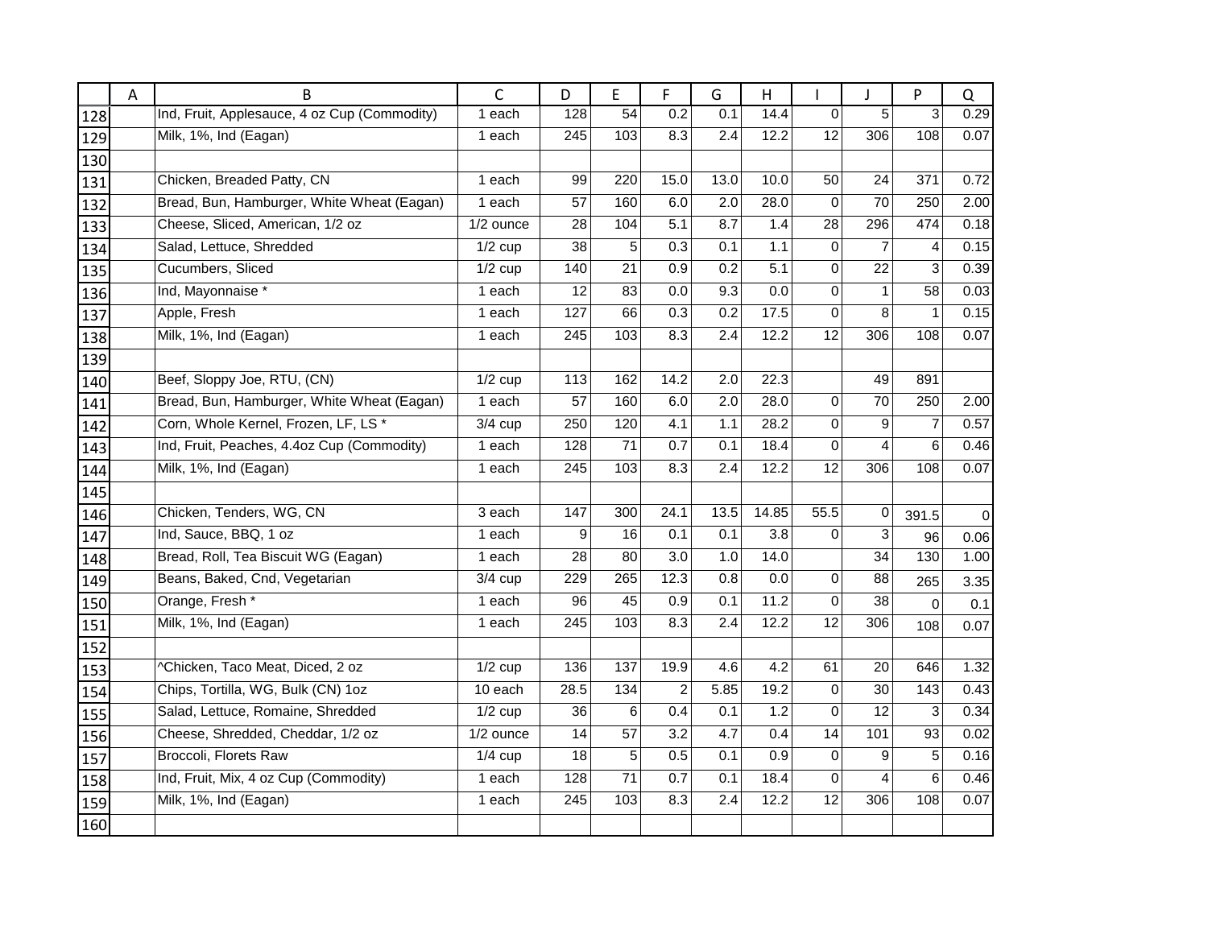| | A | B | C | D | E | F | G | H | I | J | P | Q |
|---|---|---|---|---|---|---|---|---|---|---|---|---|
| 128 | | Ind, Fruit, Applesauce, 4 oz Cup (Commodity) | 1 each | 128 | 54 | 0.2 | 0.1 | 14.4 | 0 | 5 | 3 | 0.29 |
| 129 | | Milk, 1%, Ind (Eagan) | 1 each | 245 | 103 | 8.3 | 2.4 | 12.2 | 12 | 306 | 108 | 0.07 |
| 130 | | | | | | | | | | | | |
| 131 | | Chicken, Breaded Patty, CN | 1 each | 99 | 220 | 15.0 | 13.0 | 10.0 | 50 | 24 | 371 | 0.72 |
| 132 | | Bread, Bun, Hamburger, White Wheat (Eagan) | 1 each | 57 | 160 | 6.0 | 2.0 | 28.0 | 0 | 70 | 250 | 2.00 |
| 133 | | Cheese, Sliced, American, 1/2 oz | 1/2 ounce | 28 | 104 | 5.1 | 8.7 | 1.4 | 28 | 296 | 474 | 0.18 |
| 134 | | Salad, Lettuce, Shredded | 1/2 cup | 38 | 5 | 0.3 | 0.1 | 1.1 | 0 | 7 | 4 | 0.15 |
| 135 | | Cucumbers, Sliced | 1/2 cup | 140 | 21 | 0.9 | 0.2 | 5.1 | 0 | 22 | 3 | 0.39 |
| 136 | | Ind, Mayonnaise * | 1 each | 12 | 83 | 0.0 | 9.3 | 0.0 | 0 | 1 | 58 | 0.03 |
| 137 | | Apple, Fresh | 1 each | 127 | 66 | 0.3 | 0.2 | 17.5 | 0 | 8 | 1 | 0.15 |
| 138 | | Milk, 1%, Ind (Eagan) | 1 each | 245 | 103 | 8.3 | 2.4 | 12.2 | 12 | 306 | 108 | 0.07 |
| 139 | | | | | | | | | | | | |
| 140 | | Beef, Sloppy Joe, RTU, (CN) | 1/2 cup | 113 | 162 | 14.2 | 2.0 | 22.3 | | 49 | 891 | |
| 141 | | Bread, Bun, Hamburger, White Wheat (Eagan) | 1 each | 57 | 160 | 6.0 | 2.0 | 28.0 | 0 | 70 | 250 | 2.00 |
| 142 | | Corn, Whole Kernel, Frozen, LF, LS * | 3/4 cup | 250 | 120 | 4.1 | 1.1 | 28.2 | 0 | 9 | 7 | 0.57 |
| 143 | | Ind, Fruit, Peaches, 4.4oz Cup (Commodity) | 1 each | 128 | 71 | 0.7 | 0.1 | 18.4 | 0 | 4 | 6 | 0.46 |
| 144 | | Milk, 1%, Ind (Eagan) | 1 each | 245 | 103 | 8.3 | 2.4 | 12.2 | 12 | 306 | 108 | 0.07 |
| 145 | | | | | | | | | | | | |
| 146 | | Chicken, Tenders, WG, CN | 3 each | 147 | 300 | 24.1 | 13.5 | 14.85 | 55.5 | 0 | 391.5 | 0 |
| 147 | | Ind, Sauce, BBQ, 1 oz | 1 each | 9 | 16 | 0.1 | 0.1 | 3.8 | 0 | 3 | 96 | 0.06 |
| 148 | | Bread, Roll, Tea Biscuit WG (Eagan) | 1 each | 28 | 80 | 3.0 | 1.0 | 14.0 | | 34 | 130 | 1.00 |
| 149 | | Beans, Baked, Cnd, Vegetarian | 3/4 cup | 229 | 265 | 12.3 | 0.8 | 0.0 | 0 | 88 | 265 | 3.35 |
| 150 | | Orange, Fresh * | 1 each | 96 | 45 | 0.9 | 0.1 | 11.2 | 0 | 38 | 0 | 0.1 |
| 151 | | Milk, 1%, Ind (Eagan) | 1 each | 245 | 103 | 8.3 | 2.4 | 12.2 | 12 | 306 | 108 | 0.07 |
| 152 | | | | | | | | | | | | |
| 153 | | ^Chicken, Taco Meat, Diced, 2 oz | 1/2 cup | 136 | 137 | 19.9 | 4.6 | 4.2 | 61 | 20 | 646 | 1.32 |
| 154 | | Chips, Tortilla, WG, Bulk (CN) 1oz | 10 each | 28.5 | 134 | 2 | 5.85 | 19.2 | 0 | 30 | 143 | 0.43 |
| 155 | | Salad, Lettuce, Romaine, Shredded | 1/2 cup | 36 | 6 | 0.4 | 0.1 | 1.2 | 0 | 12 | 3 | 0.34 |
| 156 | | Cheese, Shredded, Cheddar, 1/2 oz | 1/2 ounce | 14 | 57 | 3.2 | 4.7 | 0.4 | 14 | 101 | 93 | 0.02 |
| 157 | | Broccoli, Florets Raw | 1/4 cup | 18 | 5 | 0.5 | 0.1 | 0.9 | 0 | 9 | 5 | 0.16 |
| 158 | | Ind, Fruit, Mix, 4 oz Cup (Commodity) | 1 each | 128 | 71 | 0.7 | 0.1 | 18.4 | 0 | 4 | 6 | 0.46 |
| 159 | | Milk, 1%, Ind (Eagan) | 1 each | 245 | 103 | 8.3 | 2.4 | 12.2 | 12 | 306 | 108 | 0.07 |
| 160 | | | | | | | | | | | | |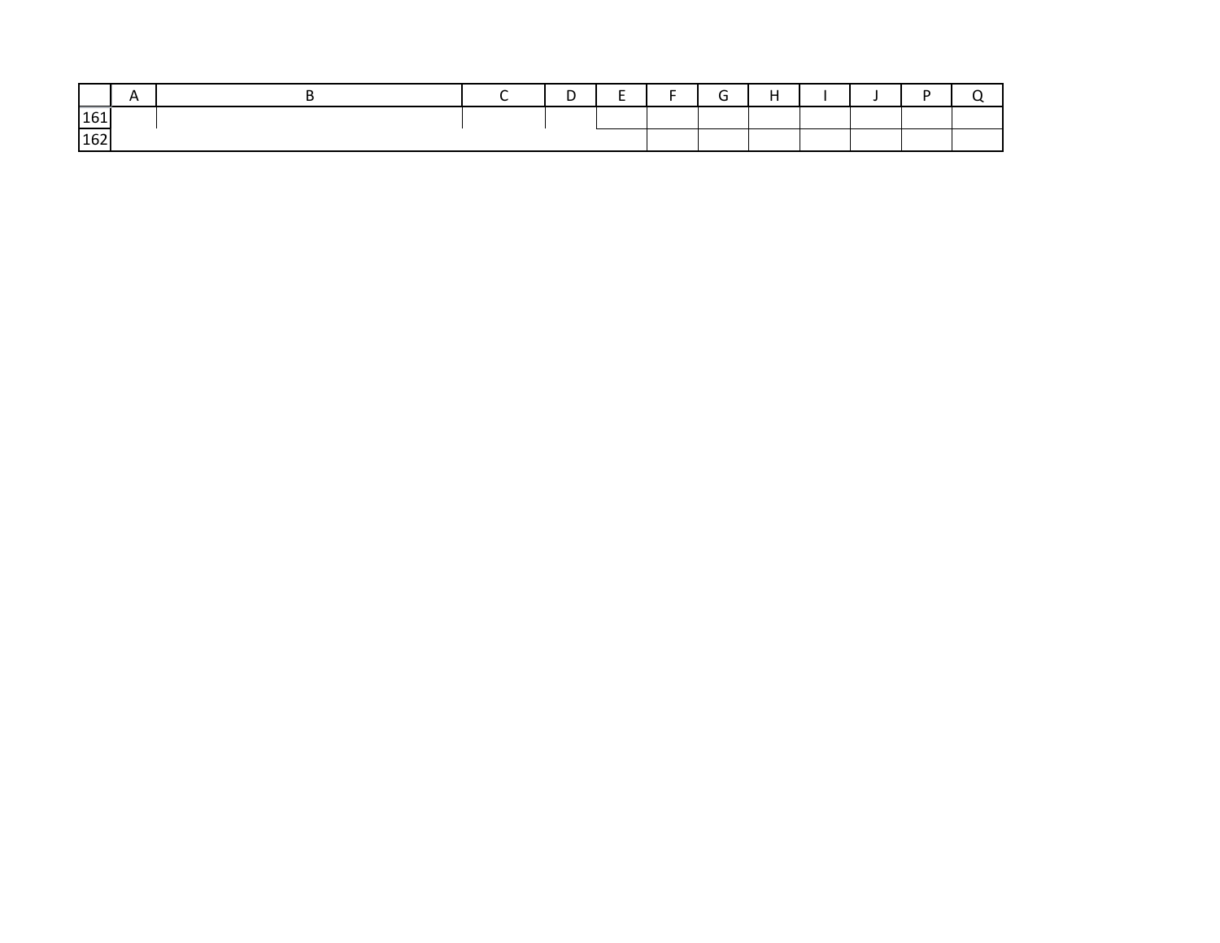| | A | B | C | D | E | F | G | H | I | J | P | Q |
|---|---|---|---|---|---|---|---|---|---|---|---|---|
| 161 | | | | | | | | | | | | |
| 162 | | | | | | | | | | | | |